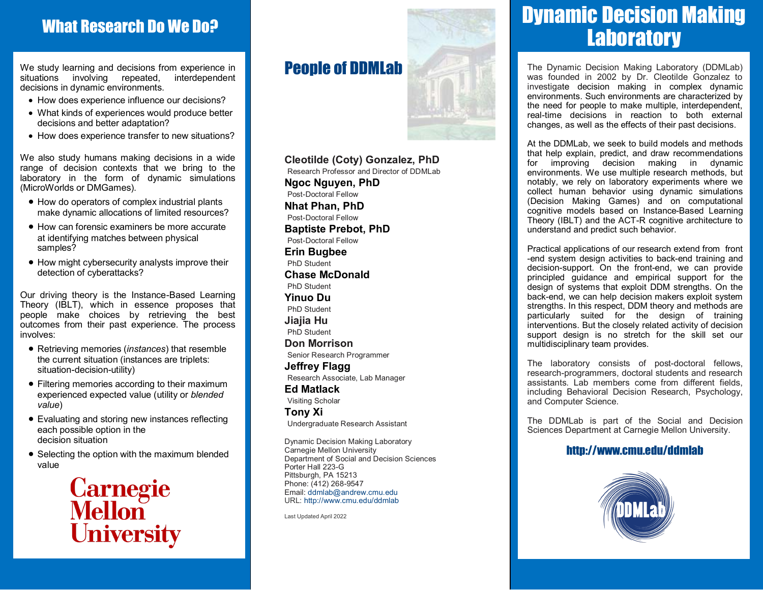# Dynamic Decision Making Laboratory

The Dynamic Decision Making Laboratory (DDMLab) was founded in 2002 by Dr. Cleotilde Gonzalez to investigate decision making in complex dynamic environments. Such environments are characterized by the need for people to make multiple, interdependent, real-time decisions in reaction to both external changes, as well as the effects of their past decisions.

At the DDMLab, we seek to build models and methods that help explain, predict, and draw recommendations for improving decision making in dynamic environments. We use multiple research methods, but notably, we rely on laboratory experiments where we collect human behavior using dynamic simulations (Decision Making Games) and on computational cognitive models based on Instance-Based Learning Theory (IBLT) and the ACT-R cognitive architecture to understand and predict such behavior.

Practical applications of our research extend from front -end system design activities to back-end training and decision-support. On the front-end, we can provide principled guidance and empirical support for the design of systems that exploit DDM strengths. On the back-end, we can help decision makers exploit system strengths. In this respect, DDM theory and methods are particularly suited for the design of training interventions. But the closely related activity of decision support design is no stretch for the skill set our multidisciplinary team provides.

The laboratory consists of post-doctoral fellows, research-programmers, doctoral students and research assistants. Lab members come from different fields, including Behavioral Decision Research, Psychology, and Computer Science.

The DDMLab is part of the Social and Decision Sciences Department at Carnegie Mellon University.

http://www.cmu.edu/ddmlab

DDMLab

## What Research Do We Do?

We study learning and decisions from experience in situations involving repeated, interdependent decisions in dynamic environments.

- How does experience influence our decisions?
- What kinds of experiences would produce better decisions and better adaptation?
- How does experience transfer to new situations?

We also study humans making decisions in a wide range of decision contexts that we bring to the laboratory in the form of dynamic simulations (MicroWorlds or DMGames).

- How do operators of complex industrial plants make dynamic allocations of limited resources?
- How can forensic examiners be more accurate at identifying matches between physical samples?
- How might cybersecurity analysts improve their detection of cyberattacks?

Our driving theory is the Instance-Based Learning Theory (IBLT), which in essence proposes that people make choices by retrieving the best outcomes from their past experience. The process involves:

- Retrieving memories (*instances*) that resemble the current situation (instances are triplets: situation-decision-utility)
- Filtering memories according to their maximum experienced expected value (utility or *blended value*)
- Evaluating and storing new instances reflecting each possible option in the decision situation
- Selecting the option with the maximum blended value

Carnegie Mellon University

## People of DDMLab

**Cleotilde (Coty) Gonzalez, PhD**
Research Professor and Director of DDMLab

**Ngoc Nguyen, PhD**
Post-Doctoral Fellow

**Nhat Phan, PhD**
Post-Doctoral Fellow

**Baptiste Prebot, PhD**
Post-Doctoral Fellow

**Erin Bugbee**
PhD Student

**Chase McDonald**
PhD Student

**Yinuo Du**
PhD Student

**Jiajia Hu**
PhD Student

**Don Morrison**
Senior Research Programmer

**Jeffrey Flagg**
Research Associate, Lab Manager

**Ed Matlack**
Visiting Scholar

**Tony Xi**
Undergraduate Research Assistant

Dynamic Decision Making Laboratory
Carnegie Mellon University
Department of Social and Decision Sciences
Porter Hall 223-G
Pittsburgh, PA 15213
Phone: (412) 268-9547
Email: ddmlab@andrew.cmu.edu
URL: http://www.cmu.edu/ddmlab

Last Updated April 2022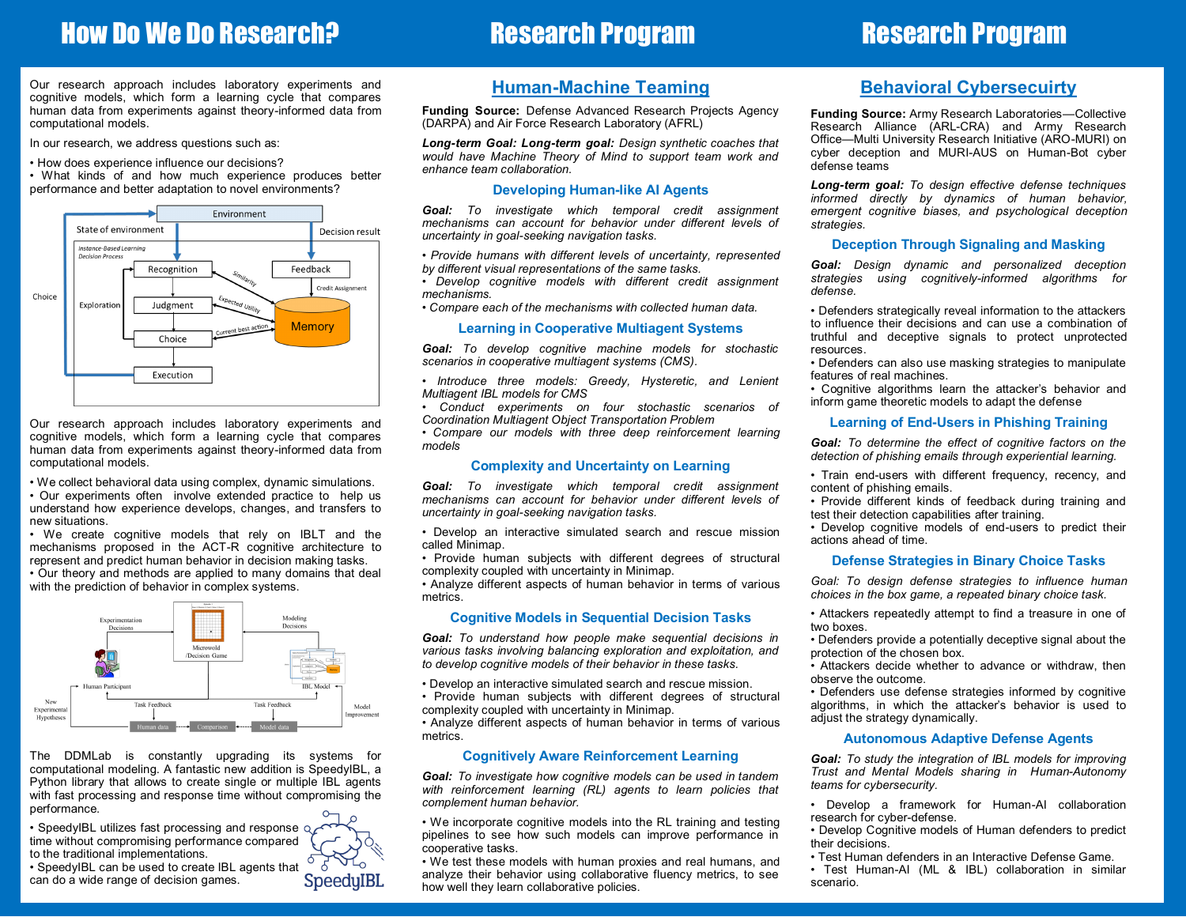# How Do We Do Research?

Our research approach includes laboratory experiments and cognitive models, which form a learning cycle that compares human data from experiments against theory-informed data from computational models.

In our research, we address questions such as:

- How does experience influence our decisions?
- What kinds of and how much experience produces better performance and better adaptation to novel environments?

Environment

State of environment

Decision result

Instance-Based Learning Decision Process

Choice

Exploration

Recognition

Judgment

Choice

Execution

Feedback

Credit Assignment

Similarity

Expected Utility

Current best action

Memory

Our research approach includes laboratory experiments and cognitive models, which form a learning cycle that compares human data from experiments against theory-informed data from computational models.

- We collect behavioral data using complex, dynamic simulations.
- Our experiments often involve extended practice to help us understand how experience develops, changes, and transfers to new situations.
- We create cognitive models that rely on IBLT and the mechanisms proposed in the ACT-R cognitive architecture to represent and predict human behavior in decision making tasks.
- Our theory and methods are applied to many domains that deal with the prediction of behavior in complex systems.

Experimentation Decisions

Microworld /Decision Game

Modeling Decisions

Human Participant

IBL Model

New Experimental Hypotheses

Task Feedback

Task Feedback

Model Improvement

Human data

Comparison

Model data

The DDMLab is constantly upgrading its systems for computational modeling. A fantastic new addition is SpeedyIBL, a Python library that allows to create single or multiple IBL agents with fast processing and response time without compromising the performance.

- SpeedyIBL utilizes fast processing and response time without compromising performance compared to the traditional implementations.
- SpeedyIBL can be used to create IBL agents that can do a wide range of decision games.

SpeedyIBL

# Research Program

## Human-Machine Teaming

**Funding Source:** Defense Advanced Research Projects Agency (DARPA) and Air Force Research Laboratory (AFRL)

***Long-term Goal: Long-term goal:*** *Design synthetic coaches that would have Machine Theory of Mind to support team work and enhance team collaboration.*

### Developing Human-like AI Agents

***Goal:*** *To investigate which temporal credit assignment mechanisms can account for behavior under different levels of uncertainty in goal-seeking navigation tasks.*

- *Provide humans with different levels of uncertainty, represented by different visual representations of the same tasks.*
- *Develop cognitive models with different credit assignment mechanisms.*
- *Compare each of the mechanisms with collected human data.*

### Learning in Cooperative Multiagent Systems

***Goal:*** *To develop cognitive machine models for stochastic scenarios in cooperative multiagent systems (CMS).*

- *Introduce three models: Greedy, Hysteretic, and Lenient Multiagent IBL models for CMS*
- *Conduct experiments on four stochastic scenarios of Coordination Multiagent Object Transportation Problem*
- *Compare our models with three deep reinforcement learning models*

### Complexity and Uncertainty on Learning

***Goal:*** *To investigate which temporal credit assignment mechanisms can account for behavior under different levels of uncertainty in goal-seeking navigation tasks.*

- Develop an interactive simulated search and rescue mission called Minimap.
- Provide human subjects with different degrees of structural complexity coupled with uncertainty in Minimap.
- Analyze different aspects of human behavior in terms of various metrics.

### Cognitive Models in Sequential Decision Tasks

***Goal:*** *To understand how people make sequential decisions in various tasks involving balancing exploration and exploitation, and to develop cognitive models of their behavior in these tasks.*

- Develop an interactive simulated search and rescue mission.
- Provide human subjects with different degrees of structural complexity coupled with uncertainty in Minimap.
- Analyze different aspects of human behavior in terms of various metrics.

### Cognitively Aware Reinforcement Learning

***Goal:*** *To investigate how cognitive models can be used in tandem with reinforcement learning (RL) agents to learn policies that complement human behavior.*

- We incorporate cognitive models into the RL training and testing pipelines to see how such models can improve performance in cooperative tasks.
- We test these models with human proxies and real humans, and analyze their behavior using collaborative fluency metrics, to see how well they learn collaborative policies.

# Research Program

## Behavioral Cybersecuirty

**Funding Source:** Army Research Laboratories—Collective Research Alliance (ARL-CRA) and Army Research Office—Multi University Research Initiative (ARO-MURI) on cyber deception and MURI-AUS on Human-Bot cyber defense teams

***Long-term goal:*** *To design effective defense techniques informed directly by dynamics of human behavior, emergent cognitive biases, and psychological deception strategies.*

### Deception Through Signaling and Masking

***Goal:*** *Design dynamic and personalized deception strategies using cognitively-informed algorithms for defense.*

- Defenders strategically reveal information to the attackers to influence their decisions and can use a combination of truthful and deceptive signals to protect unprotected resources.
- Defenders can also use masking strategies to manipulate features of real machines.
- Cognitive algorithms learn the attacker's behavior and inform game theoretic models to adapt the defense

### Learning of End-Users in Phishing Training

***Goal:*** *To determine the effect of cognitive factors on the detection of phishing emails through experiential learning.*

- Train end-users with different frequency, recency, and content of phishing emails.
- Provide different kinds of feedback during training and test their detection capabilities after training.
- Develop cognitive models of end-users to predict their actions ahead of time.

### Defense Strategies in Binary Choice Tasks

*Goal: To design defense strategies to influence human choices in the box game, a repeated binary choice task.*

- Attackers repeatedly attempt to find a treasure in one of two boxes.
- Defenders provide a potentially deceptive signal about the protection of the chosen box.
- Attackers decide whether to advance or withdraw, then observe the outcome.
- Defenders use defense strategies informed by cognitive algorithms, in which the attacker's behavior is used to adjust the strategy dynamically.

### Autonomous Adaptive Defense Agents

***Goal:*** *To study the integration of IBL models for improving Trust and Mental Models sharing in Human-Autonomy teams for cybersecurity.*

- Develop a framework for Human-AI collaboration research for cyber-defense.
- Develop Cognitive models of Human defenders to predict their decisions.
- Test Human defenders in an Interactive Defense Game.
- Test Human-AI (ML & IBL) collaboration in similar scenario.